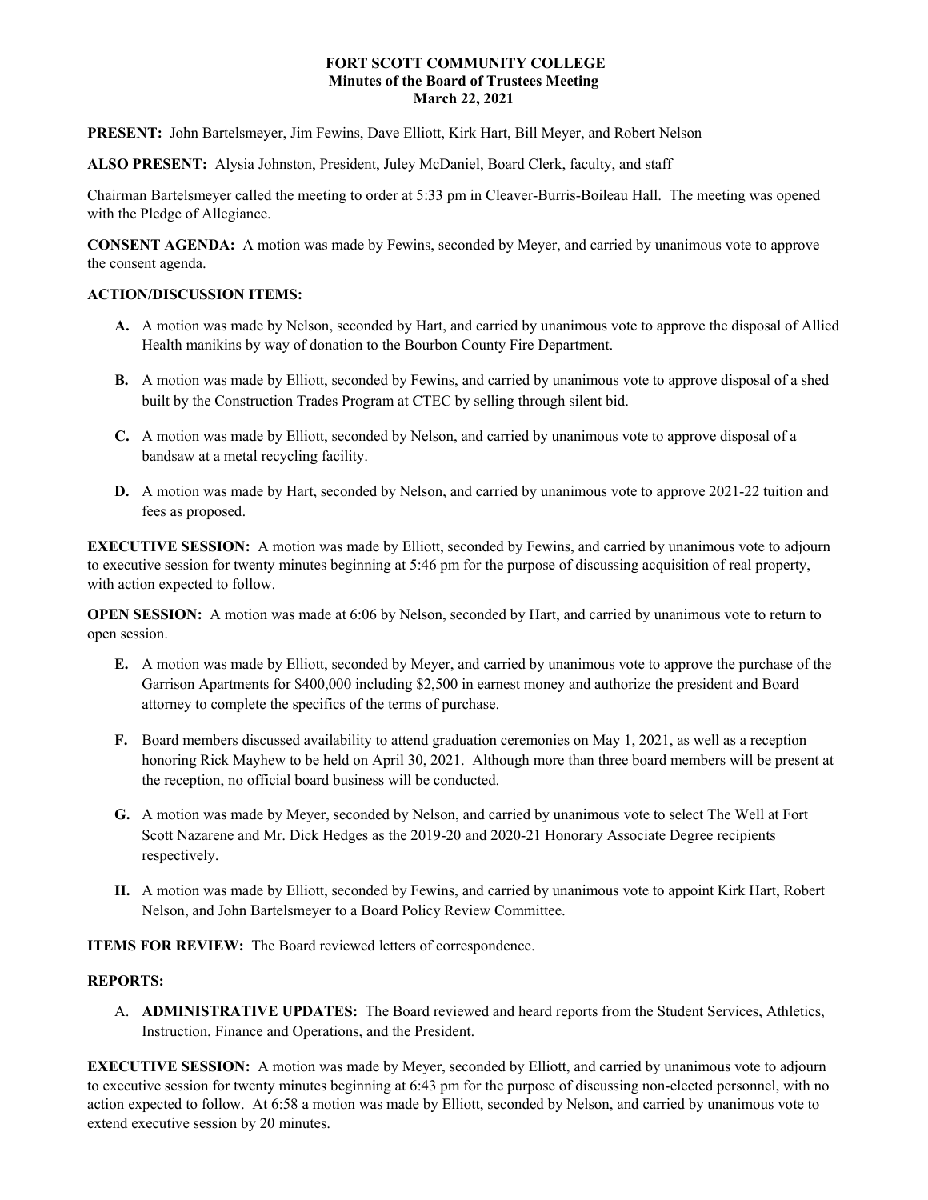**FORT SCOTT COMMUNITY COLLEGE**
**Minutes of the Board of Trustees Meeting**
**March 22, 2021**

**PRESENT:** John Bartelsmeyer, Jim Fewins, Dave Elliott, Kirk Hart, Bill Meyer, and Robert Nelson

**ALSO PRESENT:** Alysia Johnston, President, Juley McDaniel, Board Clerk, faculty, and staff

Chairman Bartelsmeyer called the meeting to order at 5:33 pm in Cleaver-Burris-Boileau Hall. The meeting was opened with the Pledge of Allegiance.

**CONSENT AGENDA:** A motion was made by Fewins, seconded by Meyer, and carried by unanimous vote to approve the consent agenda.

**ACTION/DISCUSSION ITEMS:**

- **A.** A motion was made by Nelson, seconded by Hart, and carried by unanimous vote to approve the disposal of Allied Health manikins by way of donation to the Bourbon County Fire Department.
- **B.** A motion was made by Elliott, seconded by Fewins, and carried by unanimous vote to approve disposal of a shed built by the Construction Trades Program at CTEC by selling through silent bid.
- **C.** A motion was made by Elliott, seconded by Nelson, and carried by unanimous vote to approve disposal of a bandsaw at a metal recycling facility.
- **D.** A motion was made by Hart, seconded by Nelson, and carried by unanimous vote to approve 2021-22 tuition and fees as proposed.

**EXECUTIVE SESSION:** A motion was made by Elliott, seconded by Fewins, and carried by unanimous vote to adjourn to executive session for twenty minutes beginning at 5:46 pm for the purpose of discussing acquisition of real property, with action expected to follow.

**OPEN SESSION:** A motion was made at 6:06 by Nelson, seconded by Hart, and carried by unanimous vote to return to open session.

- **E.** A motion was made by Elliott, seconded by Meyer, and carried by unanimous vote to approve the purchase of the Garrison Apartments for $400,000 including $2,500 in earnest money and authorize the president and Board attorney to complete the specifics of the terms of purchase.
- **F.** Board members discussed availability to attend graduation ceremonies on May 1, 2021, as well as a reception honoring Rick Mayhew to be held on April 30, 2021. Although more than three board members will be present at the reception, no official board business will be conducted.
- **G.** A motion was made by Meyer, seconded by Nelson, and carried by unanimous vote to select The Well at Fort Scott Nazarene and Mr. Dick Hedges as the 2019-20 and 2020-21 Honorary Associate Degree recipients respectively.
- **H.** A motion was made by Elliott, seconded by Fewins, and carried by unanimous vote to appoint Kirk Hart, Robert Nelson, and John Bartelsmeyer to a Board Policy Review Committee.

**ITEMS FOR REVIEW:** The Board reviewed letters of correspondence.

**REPORTS:**

A. **ADMINISTRATIVE UPDATES:** The Board reviewed and heard reports from the Student Services, Athletics, Instruction, Finance and Operations, and the President.

**EXECUTIVE SESSION:** A motion was made by Meyer, seconded by Elliott, and carried by unanimous vote to adjourn to executive session for twenty minutes beginning at 6:43 pm for the purpose of discussing non-elected personnel, with no action expected to follow. At 6:58 a motion was made by Elliott, seconded by Nelson, and carried by unanimous vote to extend executive session by 20 minutes.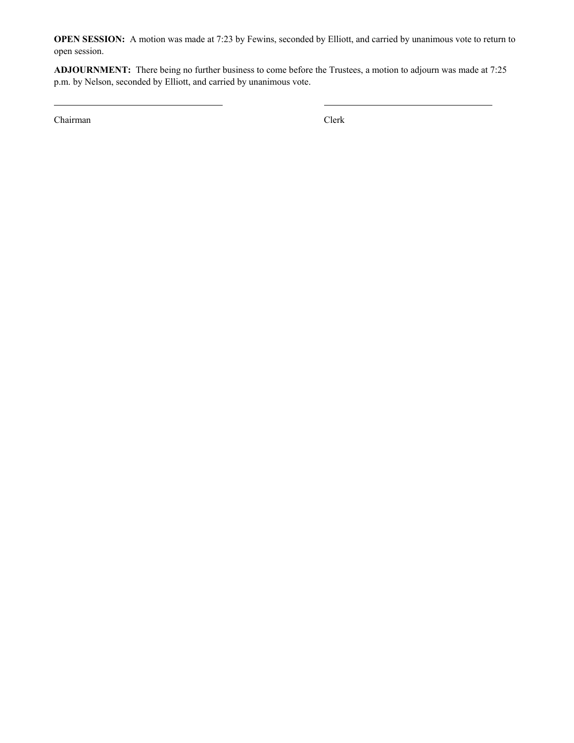**OPEN SESSION:** A motion was made at 7:23 by Fewins, seconded by Elliott, and carried by unanimous vote to return to open session.

**ADJOURNMENT:** There being no further business to come before the Trustees, a motion to adjourn was made at 7:25 p.m. by Nelson, seconded by Elliott, and carried by unanimous vote.

\_\_\_\_\_\_\_\_\_\_\_\_\_\_\_\_\_\_\_\_\_\_\_\_\_\_\_\_\_\_\_\_\_\_\_\_\_ \_\_\_\_\_\_\_\_\_\_\_\_\_\_\_\_\_\_\_\_\_\_\_\_\_\_\_\_\_\_\_\_\_\_\_\_\_

Chairman Clerk